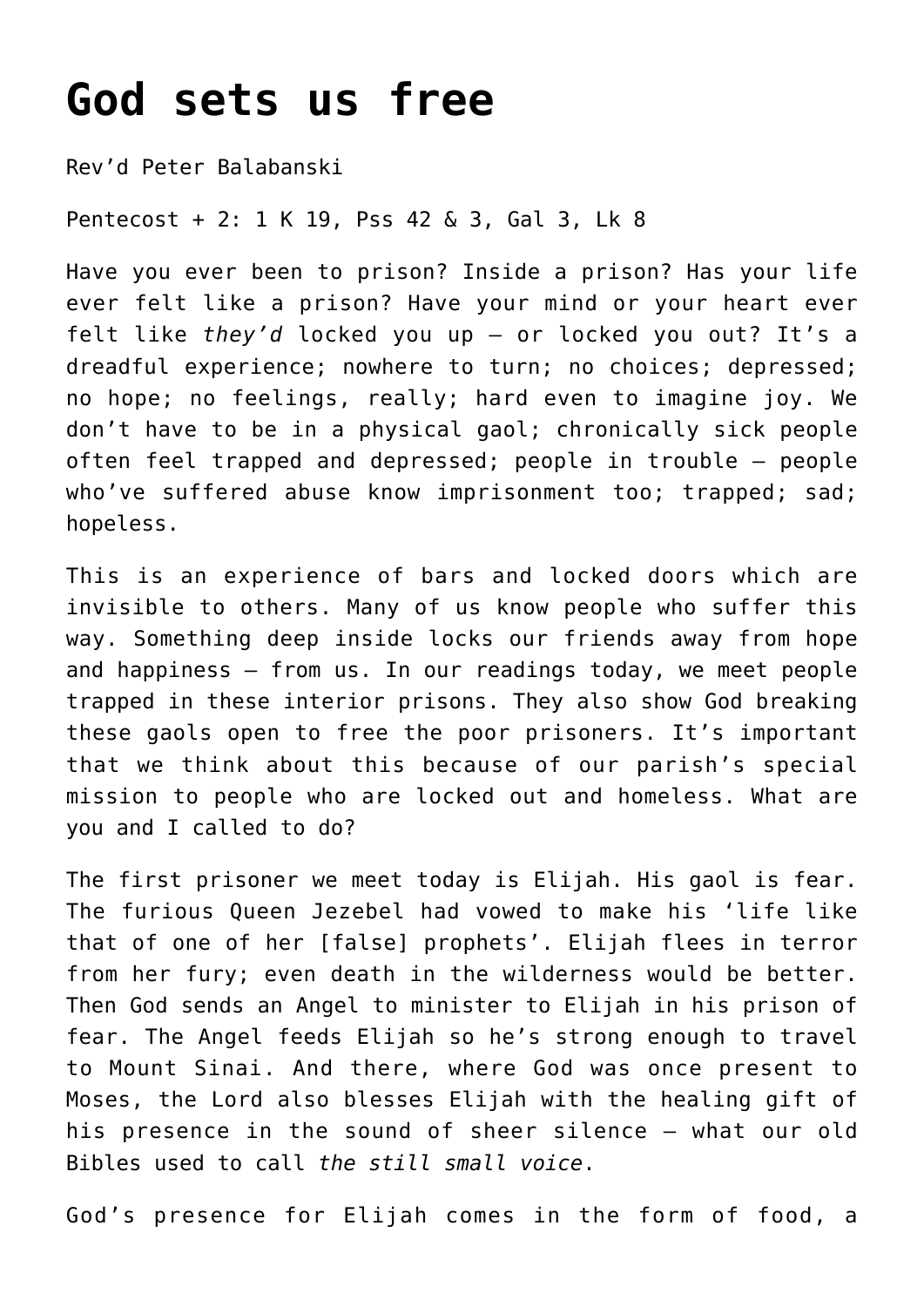# God sets us free

Rev'd Peter Balabanski

Pentecost + 2: 1 K 19, Pss 42 & 3, Gal 3, Lk 8

Have you ever been to prison? Inside a prison? Has your life ever felt like a prison? Have your mind or your heart ever felt like *they'd* locked you up – or locked you out? It's a dreadful experience; nowhere to turn; no choices; depressed; no hope; no feelings, really; hard even to imagine joy. We don't have to be in a physical gaol; chronically sick people often feel trapped and depressed; people in trouble – people who've suffered abuse know imprisonment too; trapped; sad; hopeless.

This is an experience of bars and locked doors which are invisible to others. Many of us know people who suffer this way. Something deep inside locks our friends away from hope and happiness – from us. In our readings today, we meet people trapped in these interior prisons. They also show God breaking these gaols open to free the poor prisoners. It's important that we think about this because of our parish's special mission to people who are locked out and homeless. What are you and I called to do?

The first prisoner we meet today is Elijah. His gaol is fear. The furious Queen Jezebel had vowed to make his 'life like that of one of her [false] prophets'. Elijah flees in terror from her fury; even death in the wilderness would be better. Then God sends an Angel to minister to Elijah in his prison of fear. The Angel feeds Elijah so he's strong enough to travel to Mount Sinai. And there, where God was once present to Moses, the Lord also blesses Elijah with the healing gift of his presence in the sound of sheer silence – what our old Bibles used to call *the still small voice*.

God's presence for Elijah comes in the form of food, a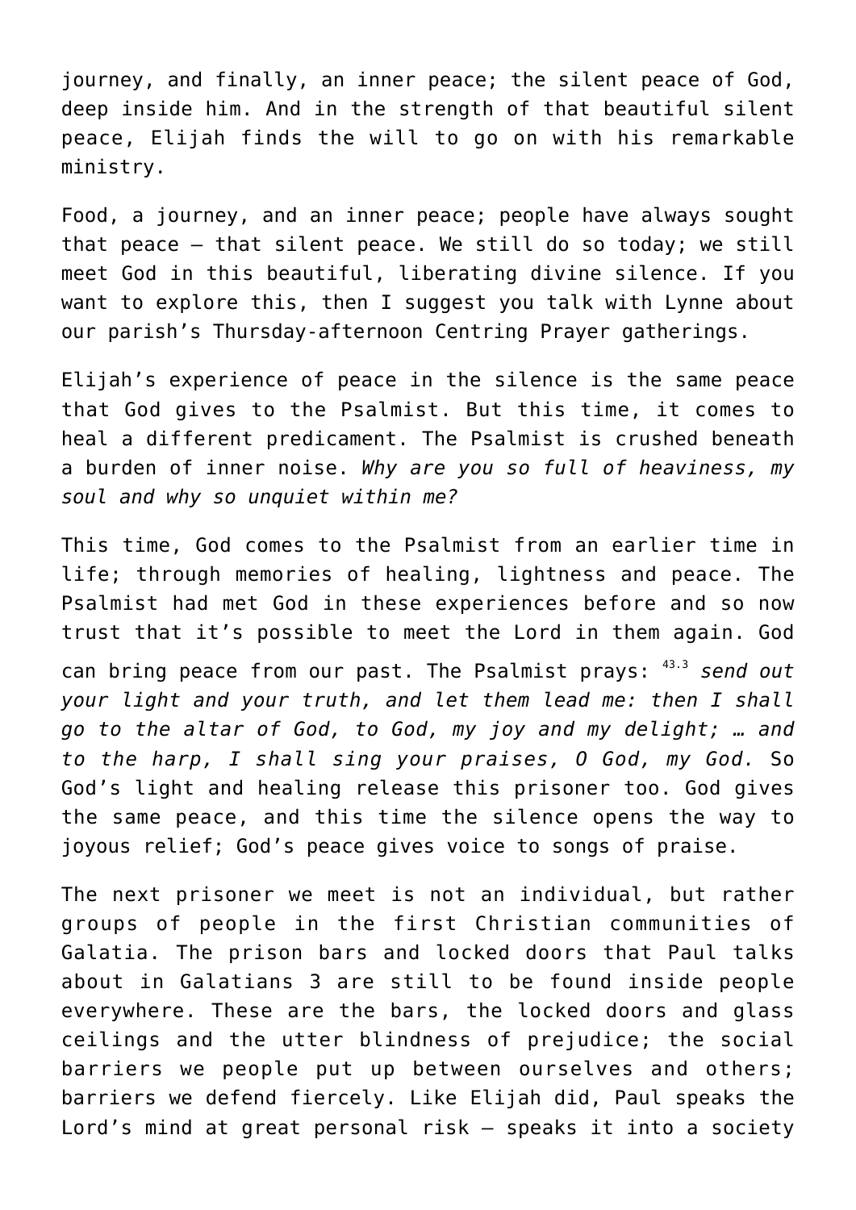journey, and finally, an inner peace; the silent peace of God, deep inside him. And in the strength of that beautiful silent peace, Elijah finds the will to go on with his remarkable ministry.

Food, a journey, and an inner peace; people have always sought that peace – that silent peace. We still do so today; we still meet God in this beautiful, liberating divine silence. If you want to explore this, then I suggest you talk with Lynne about our parish's Thursday-afternoon Centring Prayer gatherings.

Elijah's experience of peace in the silence is the same peace that God gives to the Psalmist. But this time, it comes to heal a different predicament. The Psalmist is crushed beneath a burden of inner noise. *Why are you so full of heaviness, my soul and why so unquiet within me?*

This time, God comes to the Psalmist from an earlier time in life; through memories of healing, lightness and peace. The Psalmist had met God in these experiences before and so now trust that it's possible to meet the Lord in them again. God can bring peace from our past. The Psalmist prays: [43.3] *send out your light and your truth, and let them lead me: then I shall go to the altar of God, to God, my joy and my delight; … and to the harp, I shall sing your praises, O God, my God.* So God's light and healing release this prisoner too. God gives the same peace, and this time the silence opens the way to joyous relief; God's peace gives voice to songs of praise.

The next prisoner we meet is not an individual, but rather groups of people in the first Christian communities of Galatia. The prison bars and locked doors that Paul talks about in Galatians 3 are still to be found inside people everywhere. These are the bars, the locked doors and glass ceilings and the utter blindness of prejudice; the social barriers we people put up between ourselves and others; barriers we defend fiercely. Like Elijah did, Paul speaks the Lord's mind at great personal risk – speaks it into a society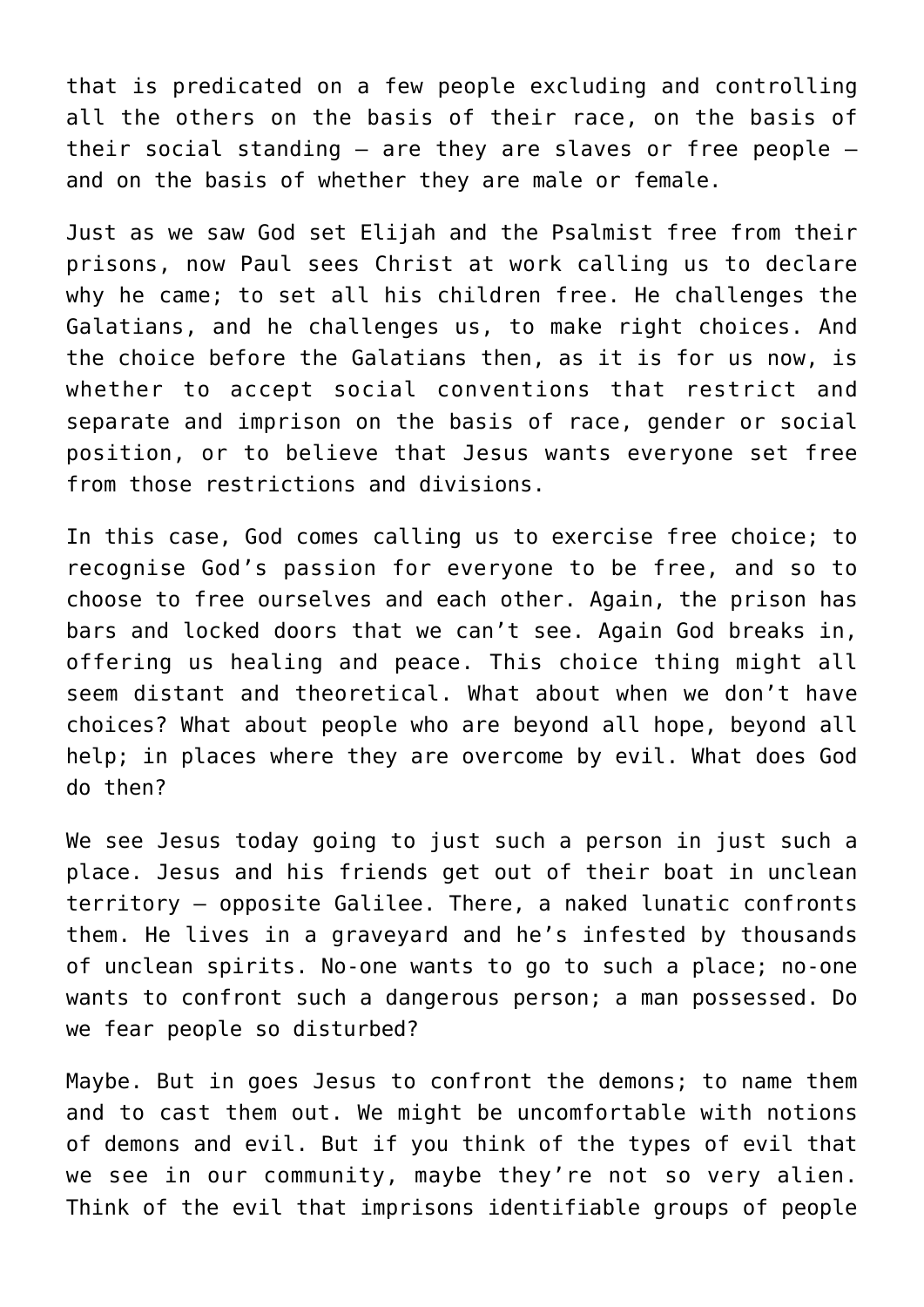that is predicated on a few people excluding and controlling all the others on the basis of their race, on the basis of their social standing – are they are slaves or free people – and on the basis of whether they are male or female.

Just as we saw God set Elijah and the Psalmist free from their prisons, now Paul sees Christ at work calling us to declare why he came; to set all his children free. He challenges the Galatians, and he challenges us, to make right choices. And the choice before the Galatians then, as it is for us now, is whether to accept social conventions that restrict and separate and imprison on the basis of race, gender or social position, or to believe that Jesus wants everyone set free from those restrictions and divisions.

In this case, God comes calling us to exercise free choice; to recognise God's passion for everyone to be free, and so to choose to free ourselves and each other. Again, the prison has bars and locked doors that we can't see. Again God breaks in, offering us healing and peace. This choice thing might all seem distant and theoretical. What about when we don't have choices? What about people who are beyond all hope, beyond all help; in places where they are overcome by evil. What does God do then?

We see Jesus today going to just such a person in just such a place. Jesus and his friends get out of their boat in unclean territory – opposite Galilee. There, a naked lunatic confronts them. He lives in a graveyard and he's infested by thousands of unclean spirits. No-one wants to go to such a place; no-one wants to confront such a dangerous person; a man possessed. Do we fear people so disturbed?

Maybe. But in goes Jesus to confront the demons; to name them and to cast them out. We might be uncomfortable with notions of demons and evil. But if you think of the types of evil that we see in our community, maybe they're not so very alien. Think of the evil that imprisons identifiable groups of people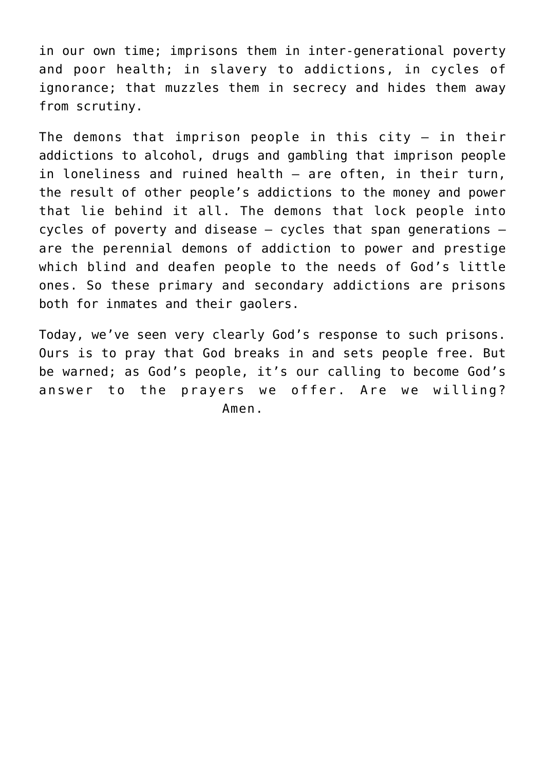in our own time; imprisons them in inter-generational poverty and poor health; in slavery to addictions, in cycles of ignorance; that muzzles them in secrecy and hides them away from scrutiny.

The demons that imprison people in this city – in their addictions to alcohol, drugs and gambling that imprison people in loneliness and ruined health – are often, in their turn, the result of other people's addictions to the money and power that lie behind it all. The demons that lock people into cycles of poverty and disease – cycles that span generations – are the perennial demons of addiction to power and prestige which blind and deafen people to the needs of God's little ones. So these primary and secondary addictions are prisons both for inmates and their gaolers.

Today, we've seen very clearly God's response to such prisons. Ours is to pray that God breaks in and sets people free. But be warned; as God's people, it's our calling to become God's answer to the prayers we offer. Are we willing? Amen.